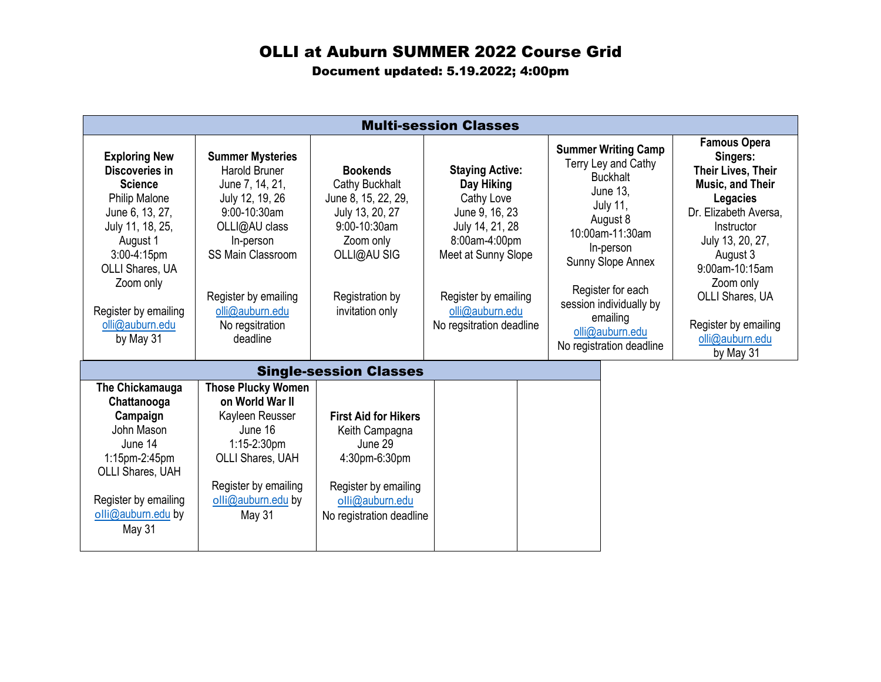# OLLI at Auburn SUMMER 2022 Course Grid

**Document updated: 5.19.2022; 4:00pm**

## Multi-session Classes

| **Exploring New Discoveries in Science** | **Summer Mysteries** | **Bookends** | **Staying Active: Day Hiking** | **Summer Writing Camp** | **Famous Opera Singers: Their Lives, Their Music, and Their Legacies** |
|---|---|---|---|---|---|
| Philip Malone<br>June 6, 13, 27, July 11, 18, 25, August 1<br>3:00-4:15pm<br>OLLI Shares, UA<br>Zoom only<br><br>Register by emailing olli@auburn.edu by May 31 | Harold Bruner<br>June 7, 14, 21, July 12, 19, 26<br>9:00-10:30am<br>OLLI@AU class<br>In-person<br>SS Main Classroom<br><br>Register by emailing olli@auburn.edu<br>No regsitration deadline | Cathy Buckhalt<br>June 8, 15, 22, 29, July 13, 20, 27<br>9:00-10:30am<br>Zoom only<br>OLLI@AU SIG<br><br>Registration by invitation only | Cathy Love<br>June 9, 16, 23<br>July 14, 21, 28<br>8:00am-4:00pm<br>Meet at Sunny Slope<br><br>Register by emailing olli@auburn.edu<br>No regsitration deadline | Terry Ley and Cathy Buckhalt<br>June 13,<br>July 11,<br>August 8<br>10:00am-11:30am<br>In-person<br>Sunny Slope Annex<br><br>Register for each session individually by emailing olli@auburn.edu<br>No registration deadline | Dr. Elizabeth Aversa, Instructor<br>July 13, 20, 27, August 3<br>9:00am-10:15am<br>Zoom only<br>OLLI Shares, UA<br><br>Register by emailing olli@auburn.edu by May 31 |

## Single-session Classes

| **The Chickamauga Chattanooga Campaign** | **Those Plucky Women on World War II** | **First Aid for Hikers** | | |
|---|---|---|---|---|
| John Mason<br>June 14<br>1:15pm-2:45pm<br>OLLI Shares, UAH<br><br>Register by emailing olli@auburn.edu by May 31 | Kayleen Reusser<br>June 16<br>1:15-2:30pm<br>OLLI Shares, UAH<br><br>Register by emailing olli@auburn.edu by May 31 | Keith Campagna<br>June 29<br>4:30pm-6:30pm<br><br>Register by emailing olli@auburn.edu<br>No registration deadline | | |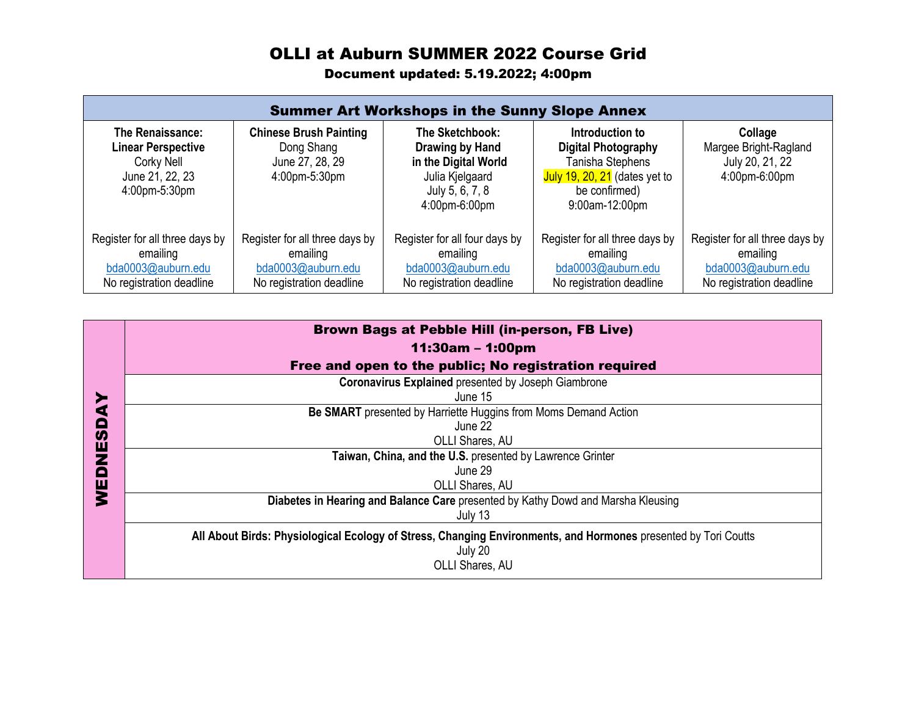# OLLI at Auburn SUMMER 2022 Course Grid

**Document updated: 5.19.2022; 4:00pm**

| Summer Art Workshops in the Sunny Slope Annex | | | | |
|---|---|---|---|---|
| **The Renaissance: Linear Perspective**<br>Corky Nell<br>June 21, 22, 23<br>4:00pm-5:30pm<br><br>Register for all three days by emailing bda0003@auburn.edu<br>No registration deadline | **Chinese Brush Painting**<br>Dong Shang<br>June 27, 28, 29<br>4:00pm-5:30pm<br><br>Register for all three days by emailing bda0003@auburn.edu<br>No registration deadline | **The Sketchbook: Drawing by Hand in the Digital World**<br>Julia Kjelgaard<br>July 5, 6, 7, 8<br>4:00pm-6:00pm<br><br>Register for all four days by emailing bda0003@auburn.edu<br>No registration deadline | **Introduction to Digital Photography**<br>Tanisha Stephens<br>July 19, 20, 21 (dates yet to be confirmed)<br>9:00am-12:00pm<br><br>Register for all three days by emailing bda0003@auburn.edu<br>No registration deadline | **Collage**<br>Margee Bright-Ragland<br>July 20, 21, 22<br>4:00pm-6:00pm<br><br>Register for all three days by emailing bda0003@auburn.edu<br>No registration deadline |

## WEDNESDAY

| Brown Bags at Pebble Hill (in-person, FB Live)<br>11:30am – 1:00pm<br>Free and open to the public; No registration required |
|---|
| **Coronavirus Explained** presented by Joseph Giambrone<br>June 15 |
| **Be SMART** presented by Harriette Huggins from Moms Demand Action<br>June 22<br>OLLI Shares, AU |
| **Taiwan, China, and the U.S.** presented by Lawrence Grinter<br>June 29<br>OLLI Shares, AU |
| **Diabetes in Hearing and Balance Care** presented by Kathy Dowd and Marsha Kleusing<br>July 13 |
| **All About Birds: Physiological Ecology of Stress, Changing Environments, and Hormones** presented by Tori Coutts<br>July 20<br>OLLI Shares, AU |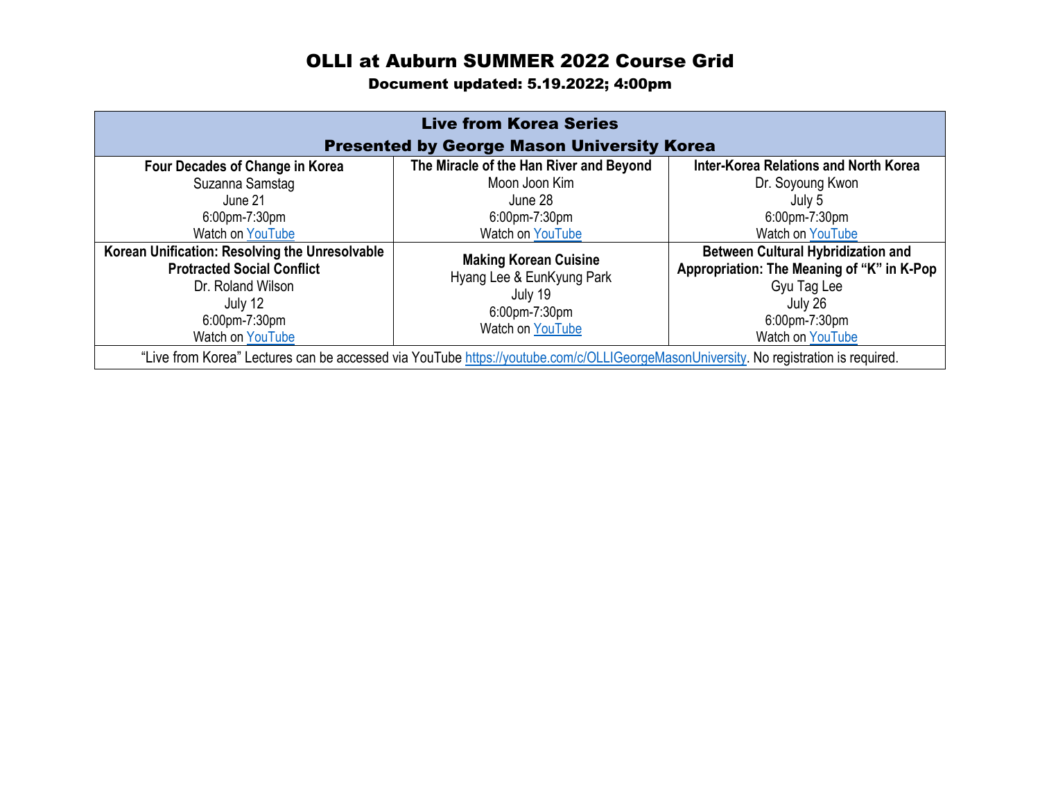# OLLI at Auburn SUMMER 2022 Course Grid

**Document updated: 5.19.2022; 4:00pm**

## Live from Korea Series
## Presented by George Mason University Korea

| | | |
|---|---|---|
| **Four Decades of Change in Korea**<br>Suzanna Samstag<br>June 21<br>6:00pm-7:30pm<br>Watch on YouTube | **The Miracle of the Han River and Beyond**<br>Moon Joon Kim<br>June 28<br>6:00pm-7:30pm<br>Watch on YouTube | **Inter-Korea Relations and North Korea**<br>Dr. Soyoung Kwon<br>July 5<br>6:00pm-7:30pm<br>Watch on YouTube |
| **Korean Unification: Resolving the Unresolvable Protracted Social Conflict**<br>Dr. Roland Wilson<br>July 12<br>6:00pm-7:30pm<br>Watch on YouTube | **Making Korean Cuisine**<br>Hyang Lee & EunKyung Park<br>July 19<br>6:00pm-7:30pm<br>Watch on YouTube | **Between Cultural Hybridization and Appropriation: The Meaning of "K" in K-Pop**<br>Gyu Tag Lee<br>July 26<br>6:00pm-7:30pm<br>Watch on YouTube |

"Live from Korea" Lectures can be accessed via YouTube https://youtube.com/c/OLLIGeorgeMasonUniversity. No registration is required.